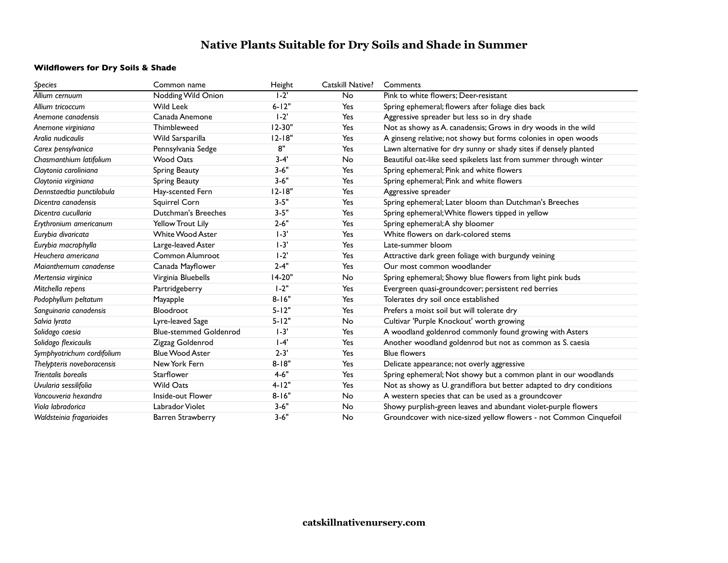# Native Plants Suitable for Dry Soils and Shade in Summer

### Wildflowers for Dry Soils & Shade

| *Species* | Common name | Height | Catskill Native? | Comments |
|---|---|---|---|---|
| *Allium cernuum* | Nodding Wild Onion | 1-2' | No | Pink to white flowers; Deer-resistant |
| *Allium tricoccum* | Wild Leek | 6-12" | Yes | Spring ephemeral; flowers after foliage dies back |
| *Anemone canadensis* | Canada Anemone | 1-2' | Yes | Aggressive spreader but less so in dry shade |
| *Anemone virginiana* | Thimbleweed | 12-30" | Yes | Not as showy as A. canadensis; Grows in dry woods in the wild |
| *Aralia nudicaulis* | Wild Sarsparilla | 12-18" | Yes | A ginseng relative; not showy but forms colonies in open woods |
| *Carex pensylvanica* | Pennsylvania Sedge | 8" | Yes | Lawn alternative for dry sunny or shady sites if densely planted |
| *Chasmanthium latifolium* | Wood Oats | 3-4' | No | Beautiful oat-like seed spikelets last from summer through winter |
| *Claytonia caroliniana* | Spring Beauty | 3-6" | Yes | Spring ephemeral; Pink and white flowers |
| *Claytonia virginiana* | Spring Beauty | 3-6" | Yes | Spring ephemeral; Pink and white flowers |
| *Dennstaedtia punctilobula* | Hay-scented Fern | 12-18" | Yes | Aggressive spreader |
| *Dicentra canadensis* | Squirrel Corn | 3-5" | Yes | Spring ephemeral; Later bloom than Dutchman's Breeches |
| *Dicentra cucullaria* | Dutchman's Breeches | 3-5" | Yes | Spring ephemeral; White flowers tipped in yellow |
| *Erythronium americanum* | Yellow Trout Lily | 2-6" | Yes | Spring ephemeral; A shy bloomer |
| *Eurybia divaricata* | White Wood Aster | 1-3' | Yes | White flowers on dark-colored stems |
| *Eurybia macrophylla* | Large-leaved Aster | 1-3' | Yes | Late-summer bloom |
| *Heuchera americana* | Common Alumroot | 1-2' | Yes | Attractive dark green foliage with burgundy veining |
| *Maianthemum canadense* | Canada Mayflower | 2-4" | Yes | Our most common woodlander |
| *Mertensia virginica* | Virginia Bluebells | 14-20" | No | Spring ephemeral; Showy blue flowers from light pink buds |
| *Mitchella repens* | Partridgeberry | 1-2" | Yes | Evergreen quasi-groundcover; persistent red berries |
| *Podophyllum peltatum* | Mayapple | 8-16" | Yes | Tolerates dry soil once established |
| *Sanguinaria canadensis* | Bloodroot | 5-12" | Yes | Prefers a moist soil but will tolerate dry |
| *Salvia lyrata* | Lyre-leaved Sage | 5-12" | No | Cultivar 'Purple Knockout' worth growing |
| *Solidago caesia* | Blue-stemmed Goldenrod | 1-3' | Yes | A woodland goldenrod commonly found growing with Asters |
| *Solidago flexicaulis* | Zigzag Goldenrod | 1-4' | Yes | Another woodland goldenrod but not as common as S. caesia |
| *Symphyotrichum cordifolium* | Blue Wood Aster | 2-3' | Yes | Blue flowers |
| *Thelypteris noveboracensis* | New York Fern | 8-18" | Yes | Delicate appearance; not overly aggressive |
| *Trientalis borealis* | Starflower | 4-6" | Yes | Spring ephemeral; Not showy but a common plant in our woodlands |
| *Uvularia sessilifolia* | Wild Oats | 4-12" | Yes | Not as showy as U. grandiflora but better adapted to dry conditions |
| *Vancouveria hexandra* | Inside-out Flower | 8-16" | No | A western species that can be used as a groundcover |
| *Viola labradorica* | Labrador Violet | 3-6" | No | Showy purplish-green leaves and abundant violet-purple flowers |
| *Waldsteinia fragarioides* | Barren Strawberry | 3-6" | No | Groundcover with nice-sized yellow flowers - not Common Cinquefoil |

**catskillnativenursery.com**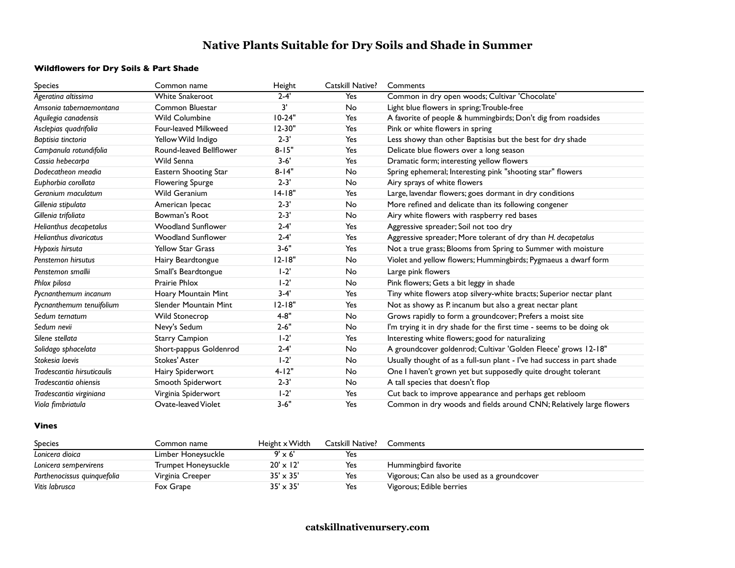# Native Plants Suitable for Dry Soils and Shade in Summer

### Wildflowers for Dry Soils & Part Shade

| Species | Common name | Height | Catskill Native? | Comments |
|---|---|---|---|---|
| *Ageratina altissima* | White Snakeroot | 2-4' | Yes | Common in dry open woods; Cultivar 'Chocolate' |
| *Amsonia tabernaemontana* | Common Bluestar | 3' | No | Light blue flowers in spring; Trouble-free |
| *Aquilegia canadensis* | Wild Columbine | 10-24" | Yes | A favorite of people & hummingbirds; Don't dig from roadsides |
| *Asclepias quadrifolia* | Four-leaved Milkweed | 12-30" | Yes | Pink or white flowers in spring |
| *Baptisia tinctoria* | Yellow Wild Indigo | 2-3' | Yes | Less showy than other Baptisias but the best for dry shade |
| *Campanula rotundifolia* | Round-leaved Bellflower | 8-15" | Yes | Delicate blue flowers over a long season |
| *Cassia hebecarpa* | Wild Senna | 3-6' | Yes | Dramatic form; interesting yellow flowers |
| *Dodecatheon meadia* | Eastern Shooting Star | 8-14" | No | Spring ephemeral; Interesting pink "shooting star" flowers |
| *Euphorbia corollata* | Flowering Spurge | 2-3' | No | Airy sprays of white flowers |
| *Geranium maculatum* | Wild Geranium | 14-18" | Yes | Large, lavendar flowers; goes dormant in dry conditions |
| *Gillenia stipulata* | American Ipecac | 2-3' | No | More refined and delicate than its following congener |
| *Gillenia trifoliata* | Bowman's Root | 2-3' | No | Airy white flowers with raspberry red bases |
| *Helianthus decapetalus* | Woodland Sunflower | 2-4' | Yes | Aggressive spreader; Soil not too dry |
| *Helianthus divaricatus* | Woodland Sunflower | 2-4' | Yes | Aggressive spreader; More tolerant of dry than *H. decapetalus* |
| *Hypoxis hirsuta* | Yellow Star Grass | 3-6" | Yes | Not a true grass; Blooms from Spring to Summer with moisture |
| *Penstemon hirsutus* | Hairy Beardtongue | 12-18" | No | Violet and yellow flowers; Hummingbirds; Pygmaeus a dwarf form |
| *Penstemon smallii* | Small's Beardtongue | 1-2' | No | Large pink flowers |
| *Phlox pilosa* | Prairie Phlox | 1-2' | No | Pink flowers; Gets a bit leggy in shade |
| *Pycnanthemum incanum* | Hoary Mountain Mint | 3-4' | Yes | Tiny white flowers atop silvery-white bracts; Superior nectar plant |
| *Pycnanthemum tenuifolium* | Slender Mountain Mint | 12-18" | Yes | Not as showy as P. incanum but also a great nectar plant |
| *Sedum ternatum* | Wild Stonecrop | 4-8" | No | Grows rapidly to form a groundcover; Prefers a moist site |
| *Sedum nevii* | Nevy's Sedum | 2-6" | No | I'm trying it in dry shade for the first time - seems to be doing ok |
| *Silene stellata* | Starry Campion | 1-2' | Yes | Interesting white flowers; good for naturalizing |
| *Solidago sphacelata* | Short-pappus Goldenrod | 2-4' | No | A groundcover goldenrod; Cultivar 'Golden Fleece' grows 12-18" |
| *Stokesia laevis* | Stokes' Aster | 1-2' | No | Usually thought of as a full-sun plant - I've had success in part shade |
| *Tradescantia hirsuticaulis* | Hairy Spiderwort | 4-12" | No | One I haven't grown yet but supposedly quite drought tolerant |
| *Tradescantia ohiensis* | Smooth Spiderwort | 2-3' | No | A tall species that doesn't flop |
| *Tradescantia virginiana* | Virginia Spiderwort | 1-2' | Yes | Cut back to improve appearance and perhaps get rebloom |
| *Viola fimbriatula* | Ovate-leaved Violet | 3-6" | Yes | Common in dry woods and fields around CNN; Relatively large flowers |

### Vines

| Species | Common name | Height x Width | Catskill Native? | Comments |
|---|---|---|---|---|
| *Lonicera dioica* | Limber Honeysuckle | 9' x 6' | Yes | |
| *Lonicera sempervirens* | Trumpet Honeysuckle | 20' x 12' | Yes | Hummingbird favorite |
| *Parthenocissus quinquefolia* | Virginia Creeper | 35' x 35' | Yes | Vigorous; Can also be used as a groundcover |
| *Vitis labrusca* | Fox Grape | 35' x 35' | Yes | Vigorous; Edible berries |

**catskillnativenursery.com**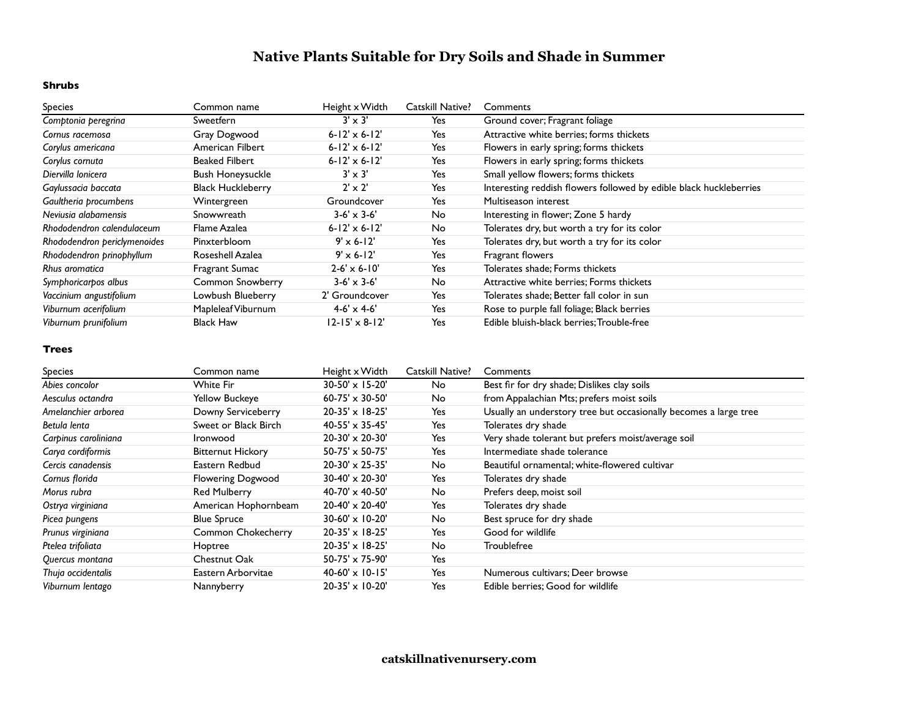# Native Plants Suitable for Dry Soils and Shade in Summer

**Shrubs**

| Species | Common name | Height x Width | Catskill Native? | Comments |
|---|---|---|---|---|
| *Comptonia peregrina* | Sweetfern | 3' x 3' | Yes | Ground cover; Fragrant foliage |
| *Cornus racemosa* | Gray Dogwood | 6-12' x 6-12' | Yes | Attractive white berries; forms thickets |
| *Corylus americana* | American Filbert | 6-12' x 6-12' | Yes | Flowers in early spring; forms thickets |
| *Corylus cornuta* | Beaked Filbert | 6-12' x 6-12' | Yes | Flowers in early spring; forms thickets |
| *Diervilla lonicera* | Bush Honeysuckle | 3' x 3' | Yes | Small yellow flowers; forms thickets |
| *Gaylussacia baccata* | Black Huckleberry | 2' x 2' | Yes | Interesting reddish flowers followed by edible black huckleberries |
| *Gaultheria procumbens* | Wintergreen | Groundcover | Yes | Multiseason interest |
| *Neviusia alabamensis* | Snowwreath | 3-6' x 3-6' | No | Interesting in flower; Zone 5 hardy |
| *Rhododendron calendulaceum* | Flame Azalea | 6-12' x 6-12' | No | Tolerates dry, but worth a try for its color |
| *Rhododendron periclymenoides* | Pinxterbloom | 9' x 6-12' | Yes | Tolerates dry, but worth a try for its color |
| *Rhododendron prinophyllum* | Roseshell Azalea | 9' x 6-12' | Yes | Fragrant flowers |
| *Rhus aromatica* | Fragrant Sumac | 2-6' x 6-10' | Yes | Tolerates shade; Forms thickets |
| *Symphoricarpos albus* | Common Snowberry | 3-6' x 3-6' | No | Attractive white berries; Forms thickets |
| *Vaccinium angustifolium* | Lowbush Blueberry | 2' Groundcover | Yes | Tolerates shade; Better fall color in sun |
| *Viburnum acerifolium* | Mapleleaf Viburnum | 4-6' x 4-6' | Yes | Rose to purple fall foliage; Black berries |
| *Viburnum prunifolium* | Black Haw | 12-15' x 8-12' | Yes | Edible bluish-black berries; Trouble-free |

**Trees**

| Species | Common name | Height x Width | Catskill Native? | Comments |
|---|---|---|---|---|
| *Abies concolor* | White Fir | 30-50' x 15-20' | No | Best fir for dry shade; Dislikes clay soils |
| *Aesculus octandra* | Yellow Buckeye | 60-75' x 30-50' | No | from Appalachian Mts; prefers moist soils |
| *Amelanchier arborea* | Downy Serviceberry | 20-35' x 18-25' | Yes | Usually an understory tree but occasionally becomes a large tree |
| *Betula lenta* | Sweet or Black Birch | 40-55' x 35-45' | Yes | Tolerates dry shade |
| *Carpinus caroliniana* | Ironwood | 20-30' x 20-30' | Yes | Very shade tolerant but prefers moist/average soil |
| *Carya cordiformis* | Bitternut Hickory | 50-75' x 50-75' | Yes | Intermediate shade tolerance |
| *Cercis canadensis* | Eastern Redbud | 20-30' x 25-35' | No | Beautiful ornamental; white-flowered cultivar |
| *Cornus florida* | Flowering Dogwood | 30-40' x 20-30' | Yes | Tolerates dry shade |
| *Morus rubra* | Red Mulberry | 40-70' x 40-50' | No | Prefers deep, moist soil |
| *Ostrya virginiana* | American Hophornbeam | 20-40' x 20-40' | Yes | Tolerates dry shade |
| *Picea pungens* | Blue Spruce | 30-60' x 10-20' | No | Best spruce for dry shade |
| *Prunus virginiana* | Common Chokecherry | 20-35' x 18-25' | Yes | Good for wildlife |
| *Ptelea trifoliata* | Hoptree | 20-35' x 18-25' | No | Troublefree |
| *Quercus montana* | Chestnut Oak | 50-75' x 75-90' | Yes | |
| *Thuja occidentalis* | Eastern Arborvitae | 40-60' x 10-15' | Yes | Numerous cultivars; Deer browse |
| *Viburnum lentago* | Nannyberry | 20-35' x 10-20' | Yes | Edible berries; Good for wildlife |

**catskillnativenursery.com**